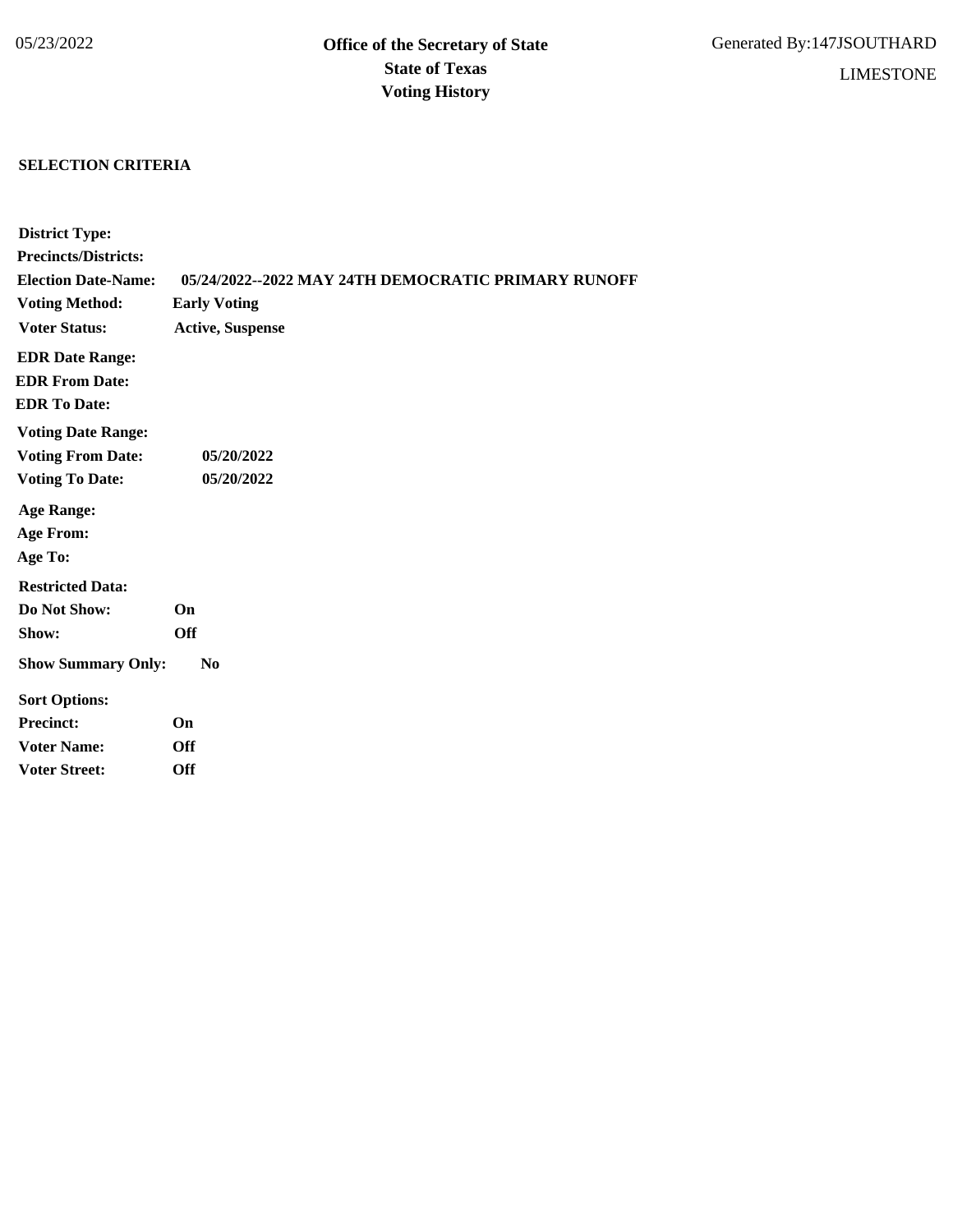05/23/2022

**Office of the Secretary of State**
**State of Texas**
**Voting History**

Generated By:147JSOUTHARD

LIMESTONE

**SELECTION CRITERIA**

**District Type:**

**Precincts/Districts:**

**Election Date-Name:** **05/24/2022--2022 MAY 24TH DEMOCRATIC PRIMARY RUNOFF**

**Voting Method:** **Early Voting**

**Voter Status:** **Active, Suspense**

**EDR Date Range:**

**EDR From Date:**

**EDR To Date:**

**Voting Date Range:**

**Voting From Date:** **05/20/2022**

**Voting To Date:** **05/20/2022**

**Age Range:**

**Age From:**

**Age To:**

**Restricted Data:**

**Do Not Show:** **On**

**Show:** **Off**

**Show Summary Only:** **No**

**Sort Options:**

**Precinct:** **On**

**Voter Name:** **Off**

**Voter Street:** **Off**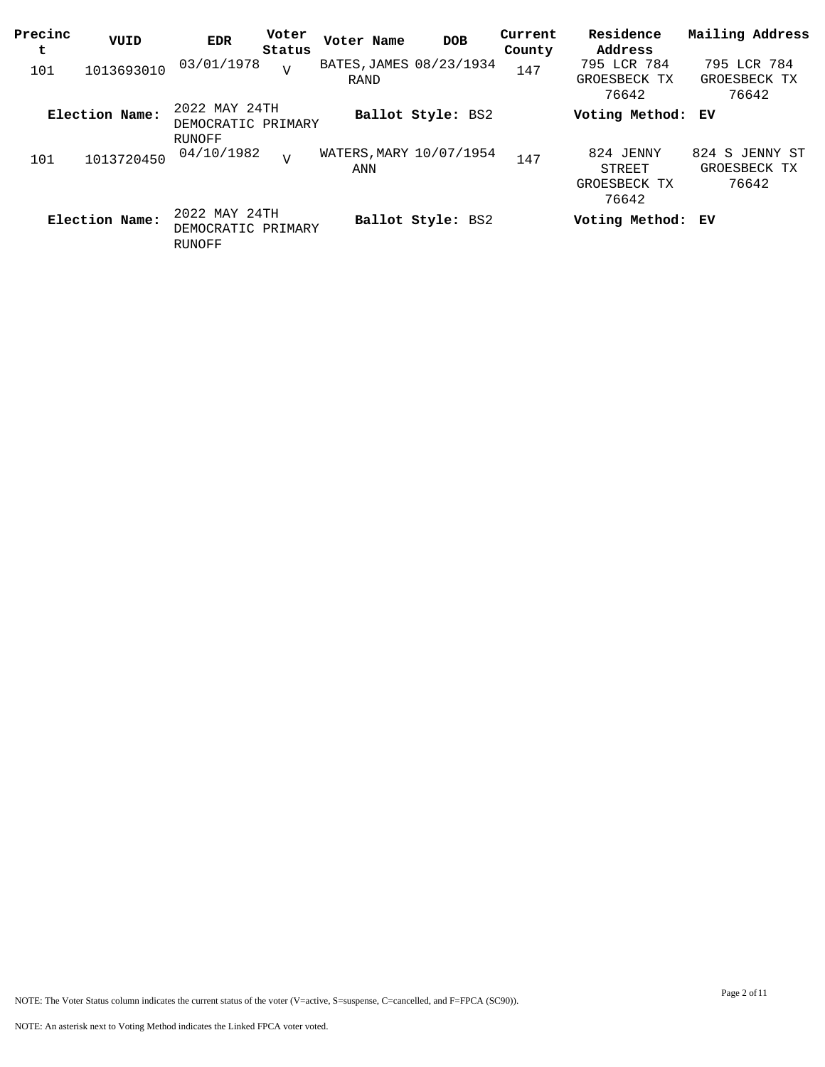| Precinct | VUID | EDR | Voter Status | Voter Name | DOB | Current County | Residence Address | Mailing Address |
|---|---|---|---|---|---|---|---|---|
| 101 | 1013693010 | 03/01/1978 | V | BATES, JAMES RAND | 08/23/1934 | 147 | 795 LCR 784 GROESBECK TX 76642 | 795 LCR 784 GROESBECK TX 76642 |
| **Election Name:** | | 2022 MAY 24TH DEMOCRATIC PRIMARY RUNOFF | | **Ballot Style:** BS2 | | | **Voting Method:** EV | |
| 101 | 1013720450 | 04/10/1982 | V | WATERS, MARY ANN | 10/07/1954 | 147 | 824 JENNY STREET GROESBECK TX 76642 | 824 S JENNY ST GROESBECK TX 76642 |
| **Election Name:** | | 2022 MAY 24TH DEMOCRATIC PRIMARY RUNOFF | | **Ballot Style:** BS2 | | | **Voting Method:** EV | |

NOTE: The Voter Status column indicates the current status of the voter (V=active, S=suspense, C=cancelled, and F=FPCA (SC90)).

NOTE: An asterisk next to Voting Method indicates the Linked FPCA voter voted.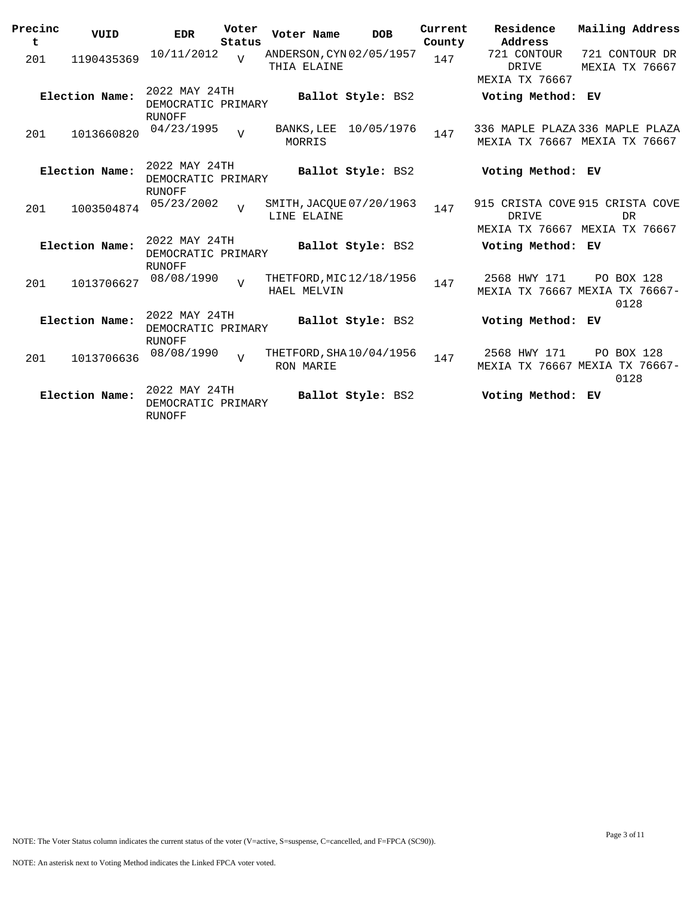| Precinct | VUID | EDR | Voter Status | Voter Name | DOB | Current County | Residence Address | Mailing Address |
|---|---|---|---|---|---|---|---|---|
| 201 | 1190435369 | 10/11/2012 | V | ANDERSON, CYNTHIA ELAINE | 02/05/1957 | 147 | 721 CONTOUR DRIVE MEXIA TX 76667 | 721 CONTOUR DR MEXIA TX 76667 |
| **Election Name:** | | 2022 MAY 24TH DEMOCRATIC PRIMARY RUNOFF | | **Ballot Style:** BS2 | | | **Voting Method:** EV | |
| 201 | 1013660820 | 04/23/1995 | V | BANKS, LEE MORRIS | 10/05/1976 | 147 | 336 MAPLE PLAZA MEXIA TX 76667 | 336 MAPLE PLAZA MEXIA TX 76667 |
| **Election Name:** | | 2022 MAY 24TH DEMOCRATIC PRIMARY RUNOFF | | **Ballot Style:** BS2 | | | **Voting Method:** EV | |
| 201 | 1003504874 | 05/23/2002 | V | SMITH, JACQUELINE ELAINE | 07/20/1963 | 147 | 915 CRISTA COVE DRIVE MEXIA TX 76667 | 915 CRISTA COVE DR MEXIA TX 76667 |
| **Election Name:** | | 2022 MAY 24TH DEMOCRATIC PRIMARY RUNOFF | | **Ballot Style:** BS2 | | | **Voting Method:** EV | |
| 201 | 1013706627 | 08/08/1990 | V | THETFORD, MICHAEL MELVIN | 12/18/1956 | 147 | 2568 HWY 171 MEXIA TX 76667 | PO BOX 128 MEXIA TX 76667-0128 |
| **Election Name:** | | 2022 MAY 24TH DEMOCRATIC PRIMARY RUNOFF | | **Ballot Style:** BS2 | | | **Voting Method:** EV | |
| 201 | 1013706636 | 08/08/1990 | V | THETFORD, SHARON MARIE | 10/04/1956 | 147 | 2568 HWY 171 MEXIA TX 76667 | PO BOX 128 MEXIA TX 76667-0128 |
| **Election Name:** | | 2022 MAY 24TH DEMOCRATIC PRIMARY RUNOFF | | **Ballot Style:** BS2 | | | **Voting Method:** EV | |

NOTE: The Voter Status column indicates the current status of the voter (V=active, S=suspense, C=cancelled, and F=FPCA (SC90)).

NOTE: An asterisk next to Voting Method indicates the Linked FPCA voter voted.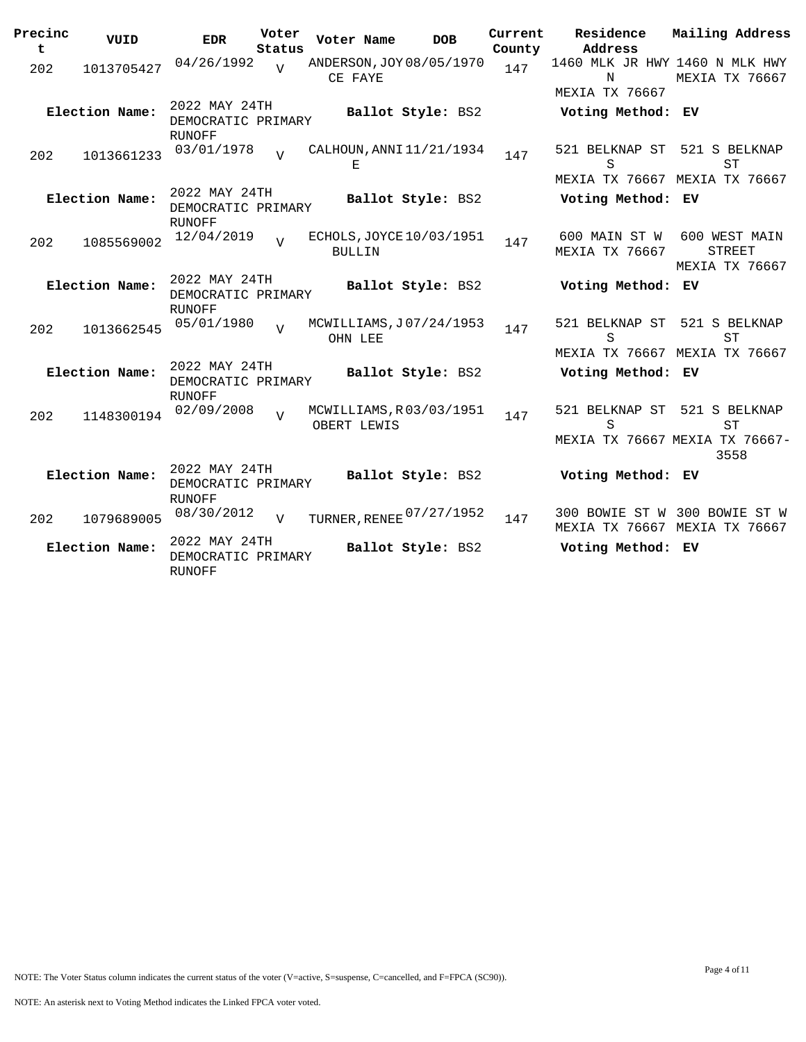| Precinct | VUID | EDR | Voter Status | Voter Name | DOB | Current County | Residence Address | Mailing Address |
|---|---|---|---|---|---|---|---|---|
| 202 | 1013705427 | 04/26/1992 | V | ANDERSON, JOYCE FAYE | 08/05/1970 | 147 | 1460 MLK JR HWY N MEXIA TX 76667 | 1460 N MLK HWY MEXIA TX 76667 |
| **Election Name:** | | 2022 MAY 24TH DEMOCRATIC PRIMARY RUNOFF | | **Ballot Style:** BS2 | | | **Voting Method:** EV | |
| 202 | 1013661233 | 03/01/1978 | V | CALHOUN, ANNIE | 11/21/1934 | 147 | 521 BELKNAP ST S MEXIA TX 76667 | 521 S BELKNAP ST MEXIA TX 76667 |
| **Election Name:** | | 2022 MAY 24TH DEMOCRATIC PRIMARY RUNOFF | | **Ballot Style:** BS2 | | | **Voting Method:** EV | |
| 202 | 1085569002 | 12/04/2019 | V | ECHOLS, JOYCE BULLIN | 10/03/1951 | 147 | 600 MAIN ST W MEXIA TX 76667 | 600 WEST MAIN STREET MEXIA TX 76667 |
| **Election Name:** | | 2022 MAY 24TH DEMOCRATIC PRIMARY RUNOFF | | **Ballot Style:** BS2 | | | **Voting Method:** EV | |
| 202 | 1013662545 | 05/01/1980 | V | MCWILLIAMS, JOHN LEE | 07/24/1953 | 147 | 521 BELKNAP ST S MEXIA TX 76667 | 521 S BELKNAP ST MEXIA TX 76667 |
| **Election Name:** | | 2022 MAY 24TH DEMOCRATIC PRIMARY RUNOFF | | **Ballot Style:** BS2 | | | **Voting Method:** EV | |
| 202 | 1148300194 | 02/09/2008 | V | MCWILLIAMS, ROBERT LEWIS | 03/03/1951 | 147 | 521 BELKNAP ST S MEXIA TX 76667 | 521 S BELKNAP ST MEXIA TX 76667-3558 |
| **Election Name:** | | 2022 MAY 24TH DEMOCRATIC PRIMARY RUNOFF | | **Ballot Style:** BS2 | | | **Voting Method:** EV | |
| 202 | 1079689005 | 08/30/2012 | V | TURNER, RENEE | 07/27/1952 | 147 | 300 BOWIE ST W MEXIA TX 76667 | 300 BOWIE ST W MEXIA TX 76667 |
| **Election Name:** | | 2022 MAY 24TH DEMOCRATIC PRIMARY RUNOFF | | **Ballot Style:** BS2 | | | **Voting Method:** EV | |

NOTE: The Voter Status column indicates the current status of the voter (V=active, S=suspense, C=cancelled, and F=FPCA (SC90)).

NOTE: An asterisk next to Voting Method indicates the Linked FPCA voter voted.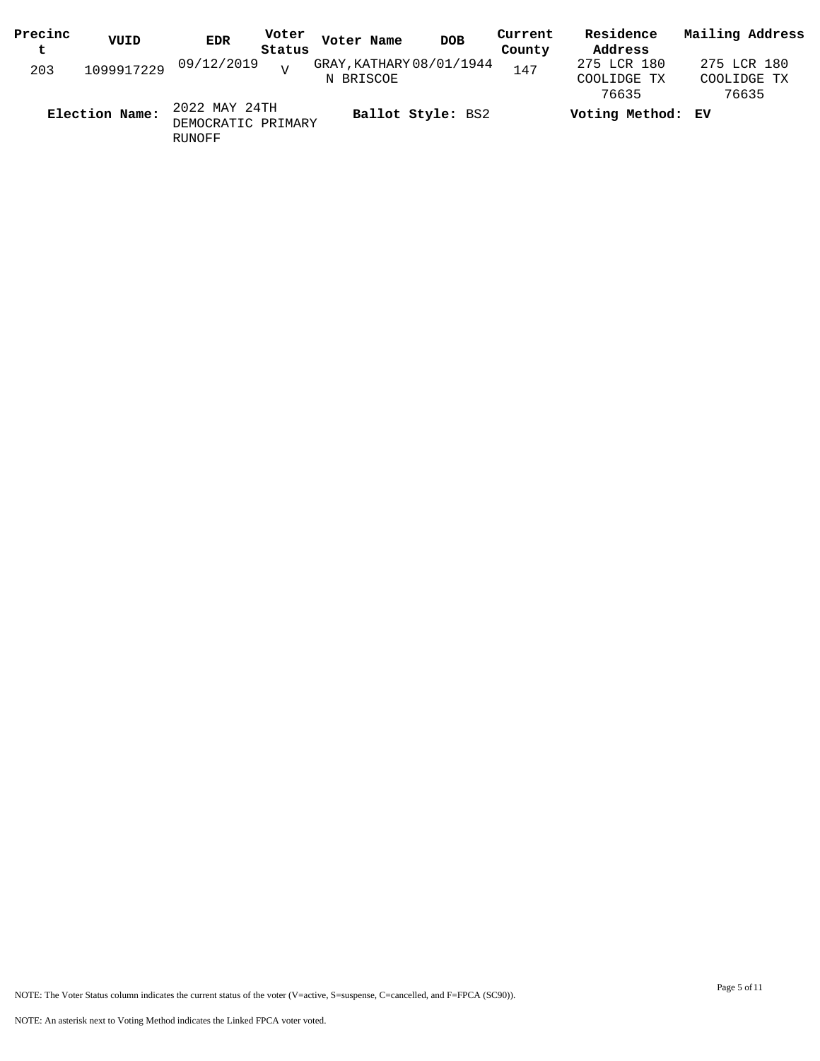| Precinct | VUID | EDR | Voter Status | Voter Name | DOB | Current County | Residence Address | Mailing Address |
|---|---|---|---|---|---|---|---|---|
| 203 | 1099917229 | 09/12/2019 | V | GRAY,KATHARYN BRISCOE | 08/01/1944 | 147 | 275 LCR 180 COOLIDGE TX 76635 | 275 LCR 180 COOLIDGE TX 76635 |

**Election Name:** 2022 MAY 24TH DEMOCRATIC PRIMARY RUNOFF **Ballot Style:** BS2 **Voting Method:** EV

NOTE: The Voter Status column indicates the current status of the voter (V=active, S=suspense, C=cancelled, and F=FPCA (SC90)).

NOTE: An asterisk next to Voting Method indicates the Linked FPCA voter voted.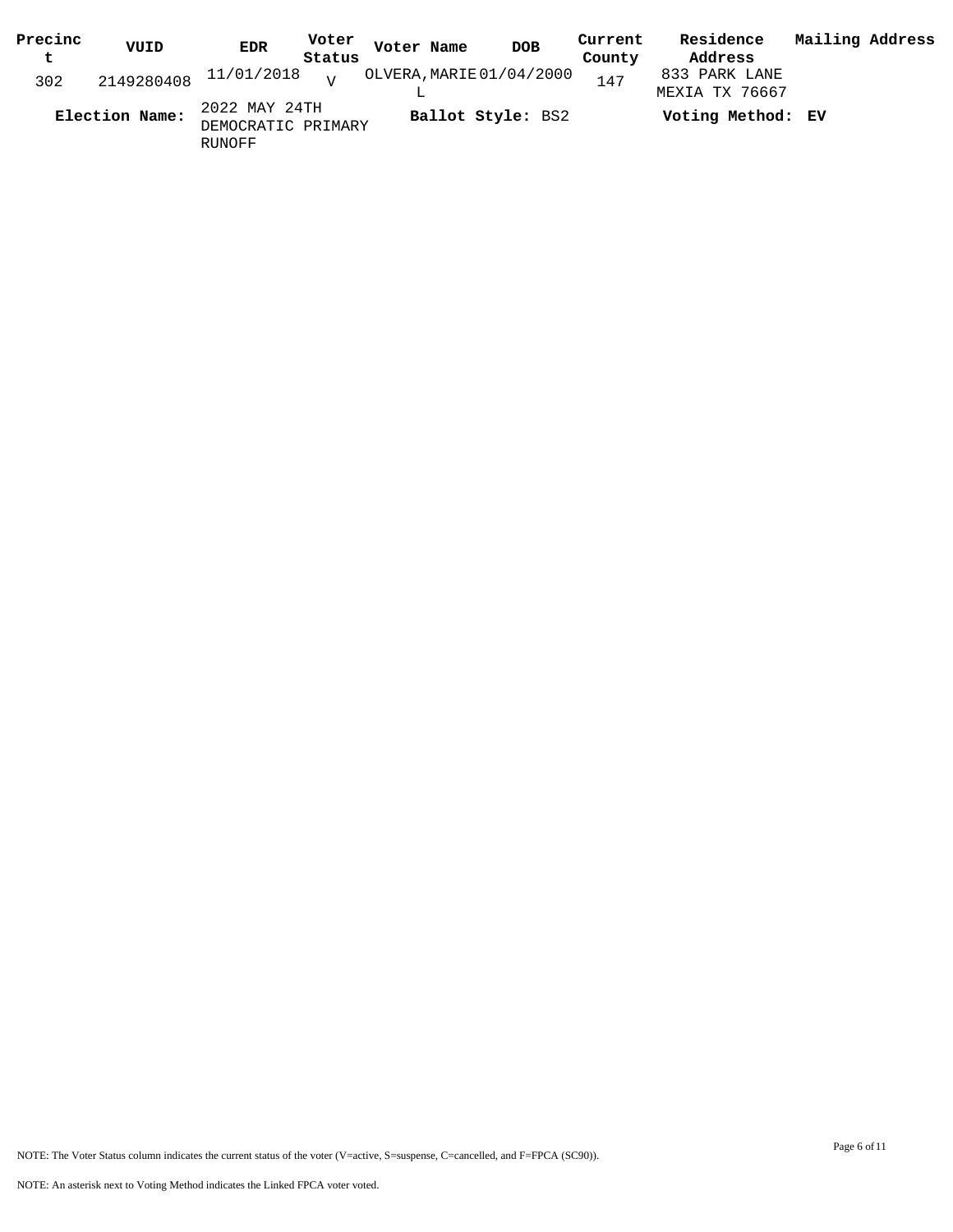| Precinct | VUID | EDR | Voter Status | Voter Name | DOB | Current County | Residence Address | Mailing Address |
|---|---|---|---|---|---|---|---|---|
| 302 | 2149280408 | 11/01/2018 | V | OLVERA,MARIE L | 01/04/2000 | 147 | 833 PARK LANE MEXIA TX 76667 | |

**Election Name:** 2022 MAY 24TH DEMOCRATIC PRIMARY RUNOFF **Ballot Style:** BS2 **Voting Method: EV**

NOTE: The Voter Status column indicates the current status of the voter (V=active, S=suspense, C=cancelled, and F=FPCA (SC90)).

NOTE: An asterisk next to Voting Method indicates the Linked FPCA voter voted.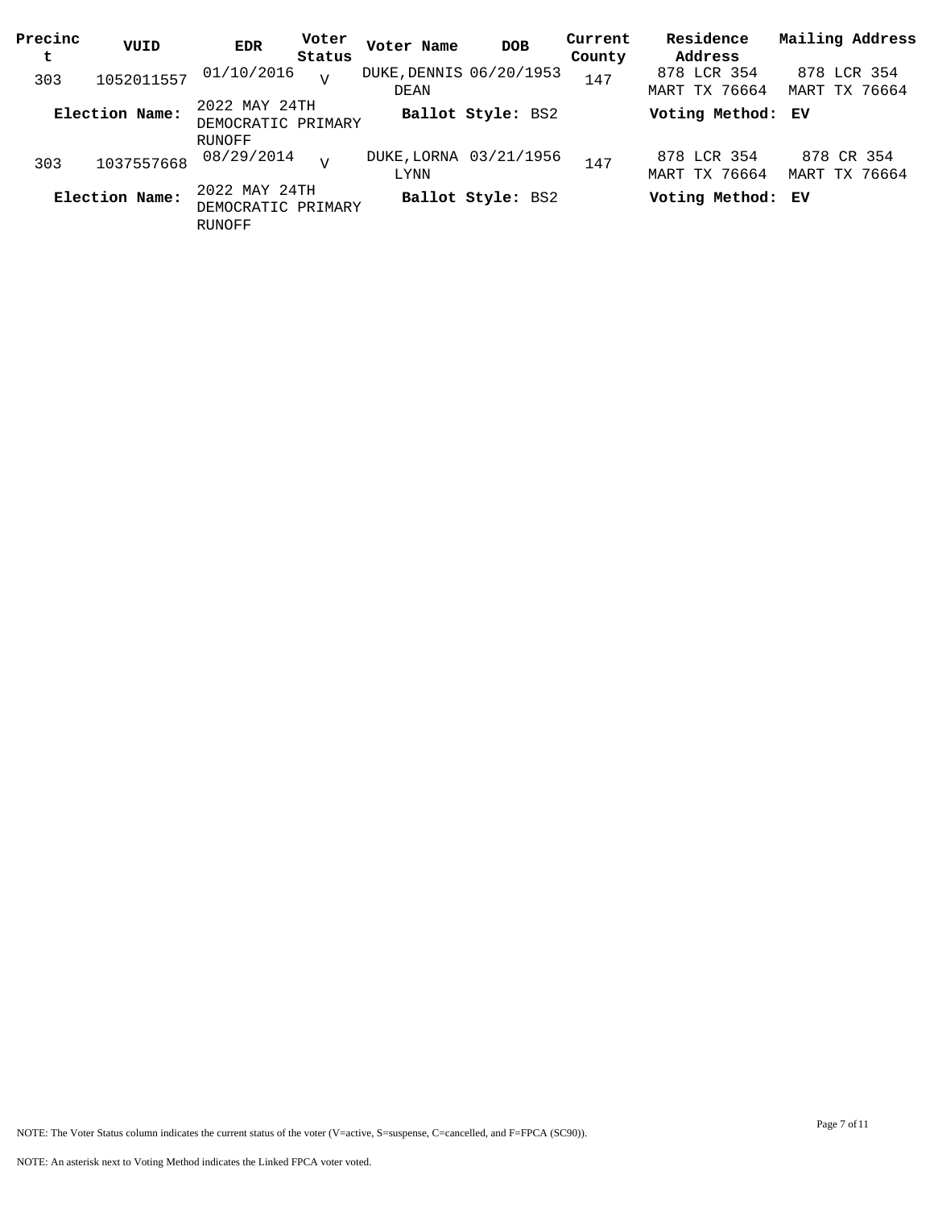| Precinct | VUID | EDR | Voter Status | Voter Name | DOB | Current County | Residence Address | Mailing Address |
|---|---|---|---|---|---|---|---|---|
| 303 | 1052011557 | 01/10/2016 | V | DUKE,DENNIS DEAN | 06/20/1953 | 147 | 878 LCR 354 MART TX 76664 | 878 LCR 354 MART TX 76664 |
| **Election Name:** | | 2022 MAY 24TH DEMOCRATIC PRIMARY RUNOFF | | **Ballot Style:** BS2 | | | **Voting Method:** EV | |
| 303 | 1037557668 | 08/29/2014 | V | DUKE,LORNA LYNN | 03/21/1956 | 147 | 878 LCR 354 MART TX 76664 | 878 CR 354 MART TX 76664 |
| **Election Name:** | | 2022 MAY 24TH DEMOCRATIC PRIMARY RUNOFF | | **Ballot Style:** BS2 | | | **Voting Method:** EV | |

NOTE: The Voter Status column indicates the current status of the voter (V=active, S=suspense, C=cancelled, and F=FPCA (SC90)).

NOTE: An asterisk next to Voting Method indicates the Linked FPCA voter voted.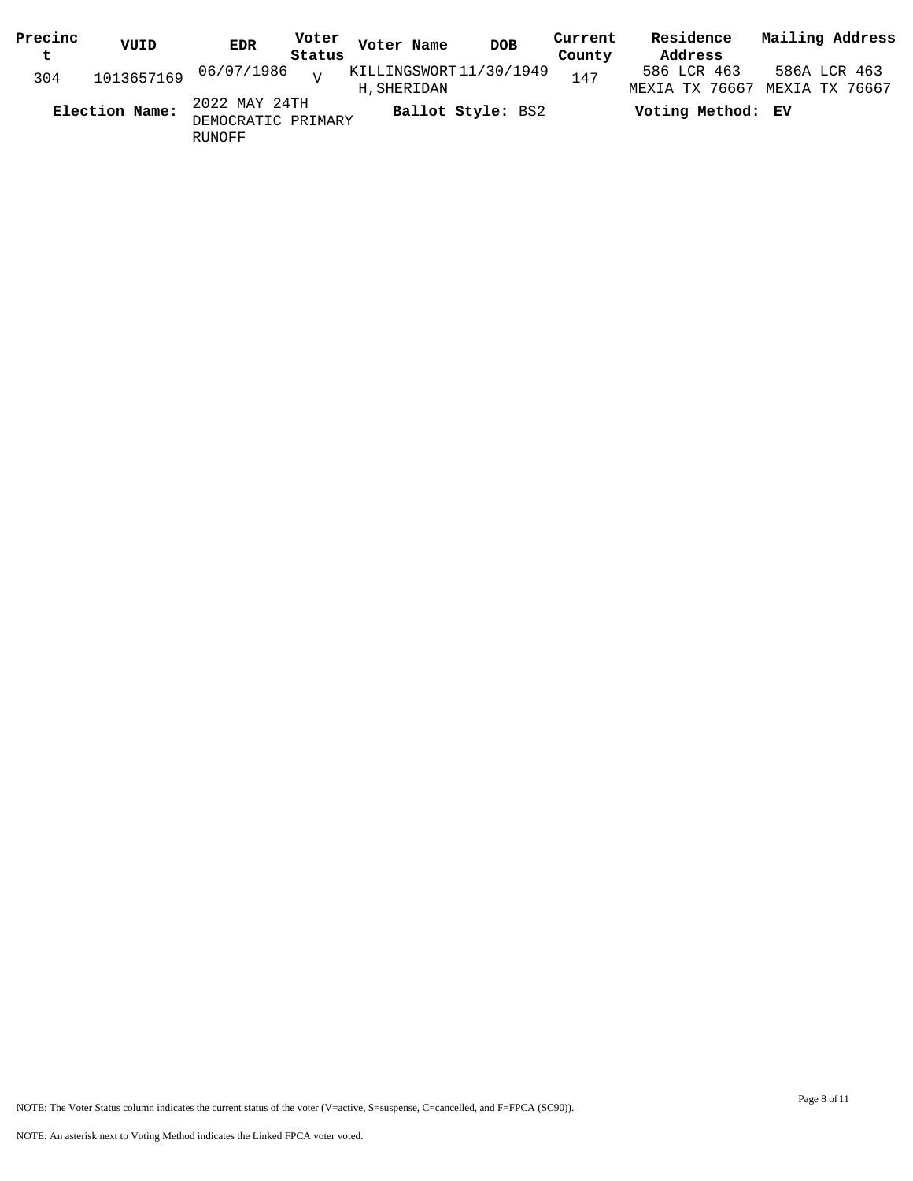| Precinct | VUID | EDR | Voter Status | Voter Name | DOB | Current County | Residence Address | Mailing Address |
|---|---|---|---|---|---|---|---|---|
| 304 | 1013657169 | 06/07/1986 | V | KILLINGSWORTH,SHERIDAN | 11/30/1949 | 147 | 586 LCR 463 MEXIA TX 76667 | 586A LCR 463 MEXIA TX 76667 |

**Election Name:** 2022 MAY 24TH DEMOCRATIC PRIMARY RUNOFF **Ballot Style:** BS2 **Voting Method:** **EV**

NOTE: The Voter Status column indicates the current status of the voter (V=active, S=suspense, C=cancelled, and F=FPCA (SC90)).

NOTE: An asterisk next to Voting Method indicates the Linked FPCA voter voted.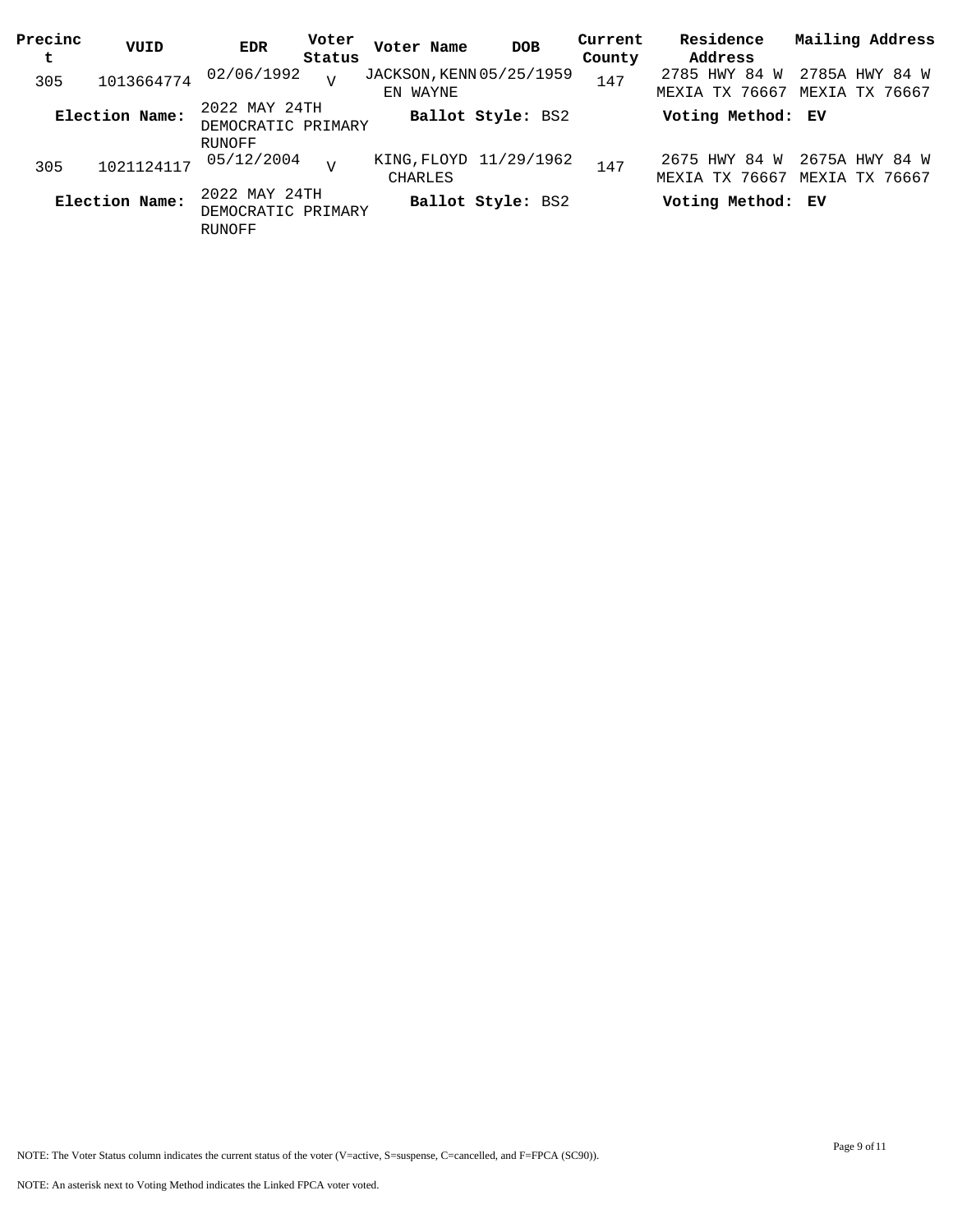| Precinct | VUID | EDR | Voter Status | Voter Name | DOB | Current County | Residence Address | Mailing Address |
|---|---|---|---|---|---|---|---|---|
| 305 | 1013664774 | 02/06/1992 | V | JACKSON,KENNEN WAYNE | 05/25/1959 | 147 | 2785 HWY 84 W MEXIA TX 76667 | 2785A HWY 84 W MEXIA TX 76667 |
| **Election Name:** | | 2022 MAY 24TH DEMOCRATIC PRIMARY RUNOFF | | **Ballot Style:** BS2 | | | **Voting Method:** EV | |
| 305 | 1021124117 | 05/12/2004 | V | KING,FLOYD CHARLES | 11/29/1962 | 147 | 2675 HWY 84 W MEXIA TX 76667 | 2675A HWY 84 W MEXIA TX 76667 |
| **Election Name:** | | 2022 MAY 24TH DEMOCRATIC PRIMARY RUNOFF | | **Ballot Style:** BS2 | | | **Voting Method:** EV | |

NOTE: The Voter Status column indicates the current status of the voter (V=active, S=suspense, C=cancelled, and F=FPCA (SC90)).

NOTE: An asterisk next to Voting Method indicates the Linked FPCA voter voted.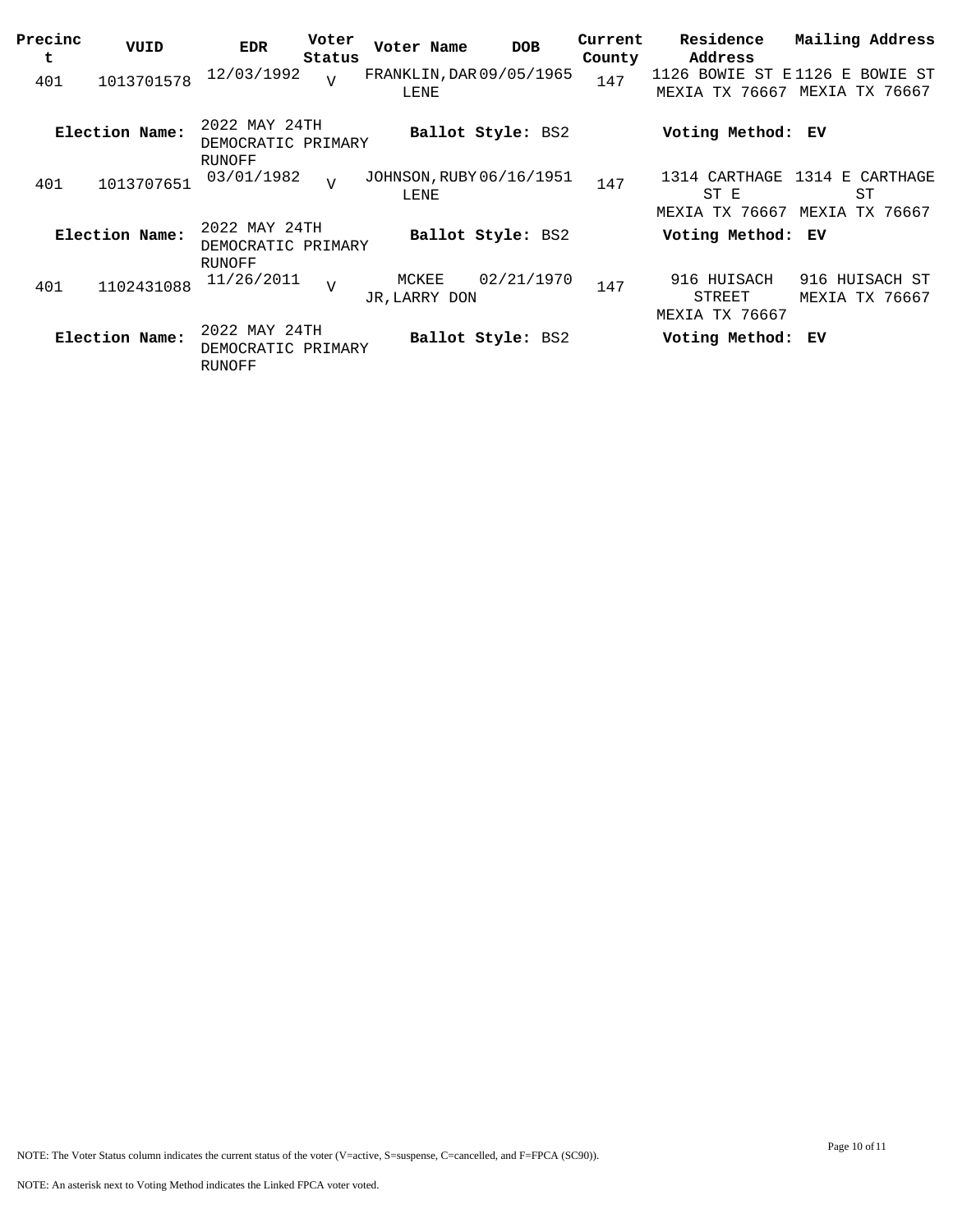| Precinct | VUID | EDR | Voter Status | Voter Name | DOB | Current County | Residence Address | Mailing Address |
|---|---|---|---|---|---|---|---|---|
| 401 | 1013701578 | 12/03/1992 | V | FRANKLIN,DARLENE | 09/05/1965 | 147 | 1126 BOWIE ST E MEXIA TX 76667 | 1126 E BOWIE ST MEXIA TX 76667 |
| **Election Name:** | | 2022 MAY 24TH DEMOCRATIC PRIMARY RUNOFF | | **Ballot Style:** BS2 | | | **Voting Method:** EV | |
| 401 | 1013707651 | 03/01/1982 | V | JOHNSON,RUBYLENE | 06/16/1951 | 147 | 1314 CARTHAGE ST E MEXIA TX 76667 | 1314 E CARTHAGE ST MEXIA TX 76667 |
| **Election Name:** | | 2022 MAY 24TH DEMOCRATIC PRIMARY RUNOFF | | **Ballot Style:** BS2 | | | **Voting Method:** EV | |
| 401 | 1102431088 | 11/26/2011 | V | MCKEE JR,LARRY DON | 02/21/1970 | 147 | 916 HUISACH STREET MEXIA TX 76667 | 916 HUISACH ST MEXIA TX 76667 |
| **Election Name:** | | 2022 MAY 24TH DEMOCRATIC PRIMARY RUNOFF | | **Ballot Style:** BS2 | | | **Voting Method:** EV | |

NOTE: The Voter Status column indicates the current status of the voter (V=active, S=suspense, C=cancelled, and F=FPCA (SC90)).

NOTE: An asterisk next to Voting Method indicates the Linked FPCA voter voted.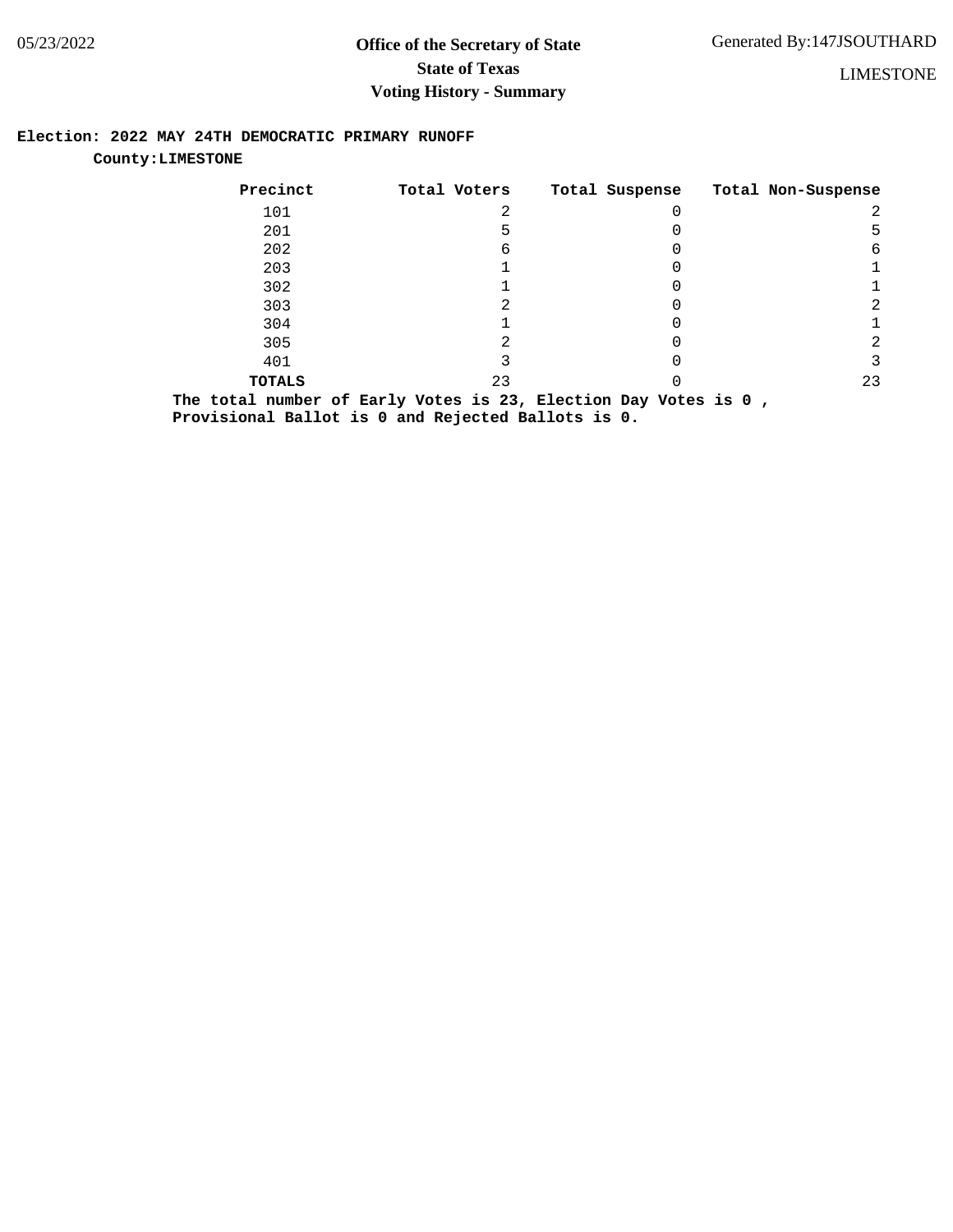05/23/2022

**Office of the Secretary of State**
**State of Texas**
**Voting History - Summary**

Generated By:147JSOUTHARD

LIMESTONE

**Election: 2022 MAY 24TH DEMOCRATIC PRIMARY RUNOFF**

**County:LIMESTONE**

| Precinct | Total Voters | Total Suspense | Total Non-Suspense |
|---|---|---|---|
| 101 | 2 | 0 | 2 |
| 201 | 5 | 0 | 5 |
| 202 | 6 | 0 | 6 |
| 203 | 1 | 0 | 1 |
| 302 | 1 | 0 | 1 |
| 303 | 2 | 0 | 2 |
| 304 | 1 | 0 | 1 |
| 305 | 2 | 0 | 2 |
| 401 | 3 | 0 | 3 |
| **TOTALS** | 23 | 0 | 23 |

**The total number of Early Votes is 23, Election Day Votes is 0 , Provisional Ballot is 0 and Rejected Ballots is 0.**